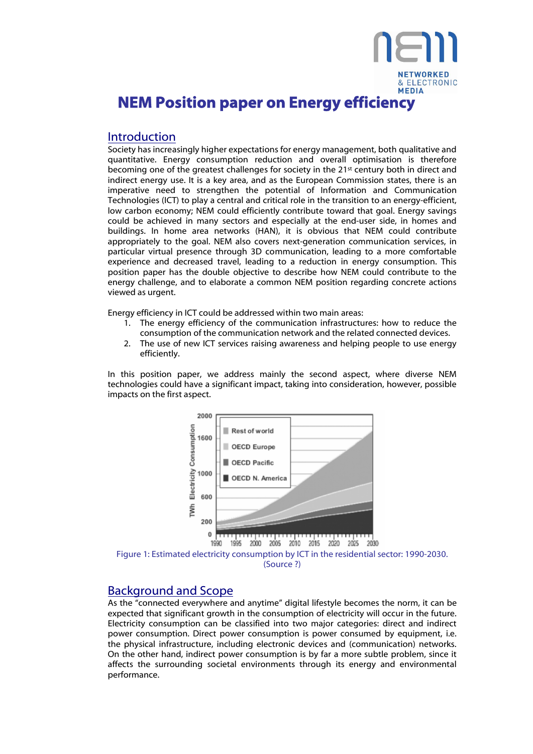# NEM Position paper on Energy efficiency

## Introduction

Society has increasingly higher expectations for energy management, both qualitative and quantitative. Energy consumption reduction and overall optimisation is therefore becoming one of the greatest challenges for society in the 21st century both in direct and indirect energy use. It is a key area, and as the European Commission states, there is an imperative need to strengthen the potential of Information and Communication Technologies (ICT) to play a central and critical role in the transition to an energy-efficient, low carbon economy; NEM could efficiently contribute toward that goal. Energy savings could be achieved in many sectors and especially at the end-user side, in homes and buildings. In home area networks (HAN), it is obvious that NEM could contribute appropriately to the goal. NEM also covers next-generation communication services, in particular virtual presence through 3D communication, leading to a more comfortable experience and decreased travel, leading to a reduction in energy consumption. This position paper has the double objective to describe how NEM could contribute to the energy challenge, and to elaborate a common NEM position regarding concrete actions viewed as urgent.

Energy efficiency in ICT could be addressed within two main areas:

1. The energy efficiency of the communication infrastructures: how to reduce the consumption of the communication network and the related connected devices.
2. The use of new ICT services raising awareness and helping people to use energy efficiently.

In this position paper, we address mainly the second aspect, where diverse NEM technologies could have a significant impact, taking into consideration, however, possible impacts on the first aspect.

Figure 1: Estimated electricity consumption by ICT in the residential sector: 1990-2030. (Source ?)

## Background and Scope

As the "connected everywhere and anytime" digital lifestyle becomes the norm, it can be expected that significant growth in the consumption of electricity will occur in the future. Electricity consumption can be classified into two major categories: direct and indirect power consumption. Direct power consumption is power consumed by equipment, i.e. the physical infrastructure, including electronic devices and (communication) networks. On the other hand, indirect power consumption is by far a more subtle problem, since it affects the surrounding societal environments through its energy and environmental performance.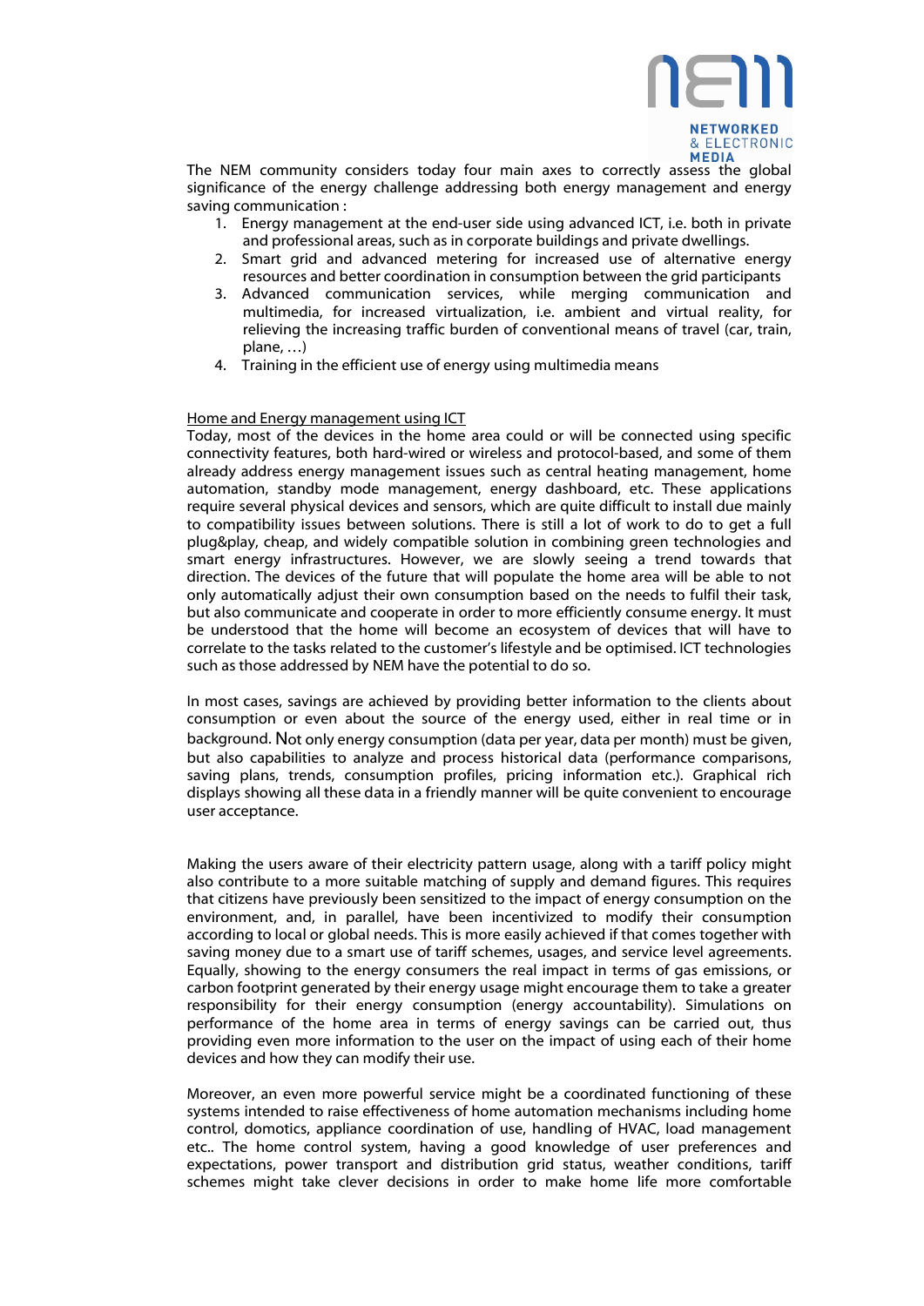The NEM community considers today four main axes to correctly assess the global significance of the energy challenge addressing both energy management and energy saving communication :

1. Energy management at the end-user side using advanced ICT, i.e. both in private and professional areas, such as in corporate buildings and private dwellings.
2. Smart grid and advanced metering for increased use of alternative energy resources and better coordination in consumption between the grid participants
3. Advanced communication services, while merging communication and multimedia, for increased virtualization, i.e. ambient and virtual reality, for relieving the increasing traffic burden of conventional means of travel (car, train, plane, …)
4. Training in the efficient use of energy using multimedia means

<u>Home and Energy management using ICT</u>

Today, most of the devices in the home area could or will be connected using specific connectivity features, both hard-wired or wireless and protocol-based, and some of them already address energy management issues such as central heating management, home automation, standby mode management, energy dashboard, etc. These applications require several physical devices and sensors, which are quite difficult to install due mainly to compatibility issues between solutions. There is still a lot of work to do to get a full plug&play, cheap, and widely compatible solution in combining green technologies and smart energy infrastructures. However, we are slowly seeing a trend towards that direction. The devices of the future that will populate the home area will be able to not only automatically adjust their own consumption based on the needs to fulfil their task, but also communicate and cooperate in order to more efficiently consume energy. It must be understood that the home will become an ecosystem of devices that will have to correlate to the tasks related to the customer's lifestyle and be optimised. ICT technologies such as those addressed by NEM have the potential to do so.

In most cases, savings are achieved by providing better information to the clients about consumption or even about the source of the energy used, either in real time or in background. Not only energy consumption (data per year, data per month) must be given, but also capabilities to analyze and process historical data (performance comparisons, saving plans, trends, consumption profiles, pricing information etc.). Graphical rich displays showing all these data in a friendly manner will be quite convenient to encourage user acceptance.

Making the users aware of their electricity pattern usage, along with a tariff policy might also contribute to a more suitable matching of supply and demand figures. This requires that citizens have previously been sensitized to the impact of energy consumption on the environment, and, in parallel, have been incentivized to modify their consumption according to local or global needs. This is more easily achieved if that comes together with saving money due to a smart use of tariff schemes, usages, and service level agreements. Equally, showing to the energy consumers the real impact in terms of gas emissions, or carbon footprint generated by their energy usage might encourage them to take a greater responsibility for their energy consumption (energy accountability). Simulations on performance of the home area in terms of energy savings can be carried out, thus providing even more information to the user on the impact of using each of their home devices and how they can modify their use.

Moreover, an even more powerful service might be a coordinated functioning of these systems intended to raise effectiveness of home automation mechanisms including home control, domotics, appliance coordination of use, handling of HVAC, load management etc.. The home control system, having a good knowledge of user preferences and expectations, power transport and distribution grid status, weather conditions, tariff schemes might take clever decisions in order to make home life more comfortable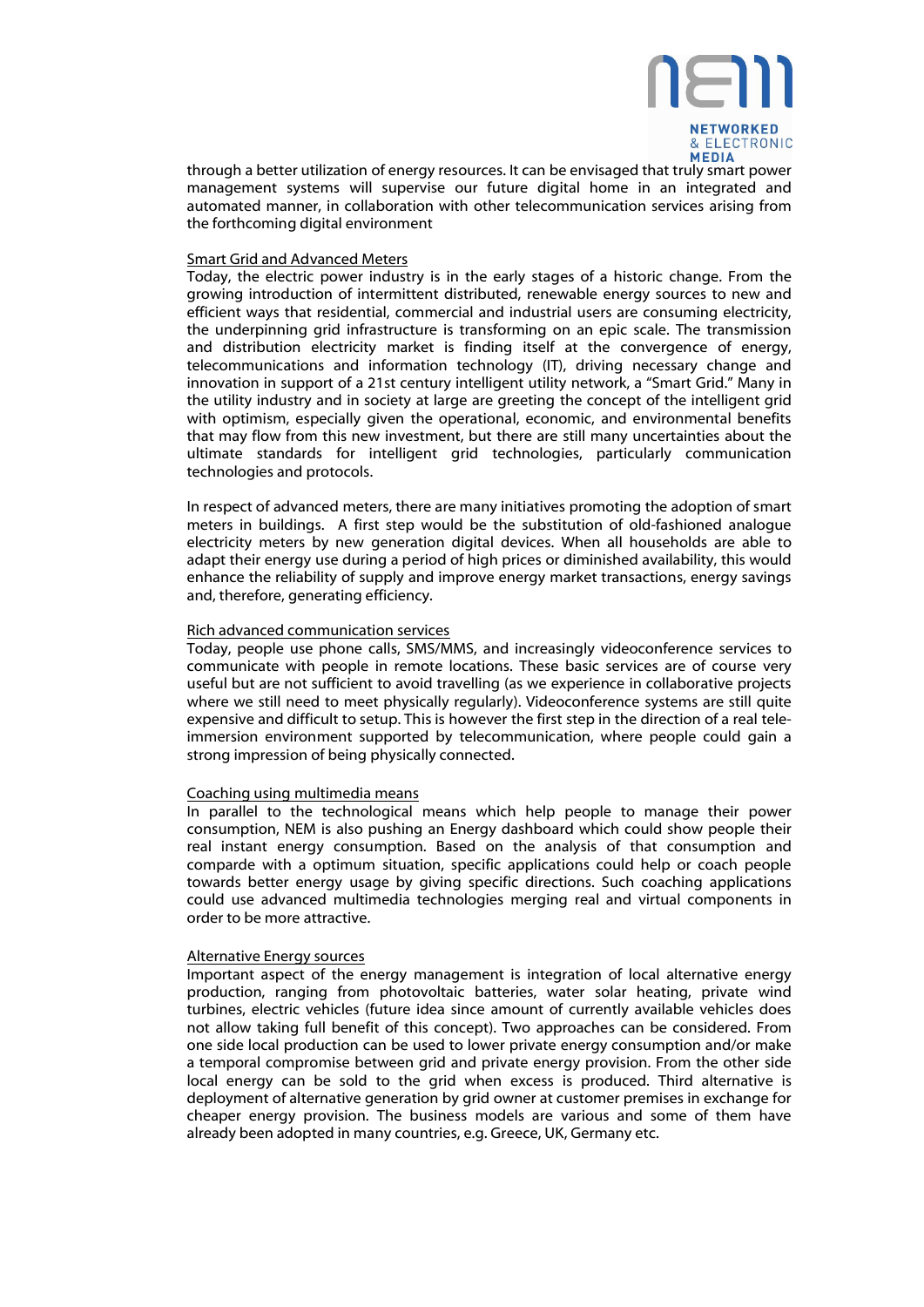through a better utilization of energy resources. It can be envisaged that truly smart power management systems will supervise our future digital home in an integrated and automated manner, in collaboration with other telecommunication services arising from the forthcoming digital environment

<u>Smart Grid and Advanced Meters</u>

Today, the electric power industry is in the early stages of a historic change. From the growing introduction of intermittent distributed, renewable energy sources to new and efficient ways that residential, commercial and industrial users are consuming electricity, the underpinning grid infrastructure is transforming on an epic scale. The transmission and distribution electricity market is finding itself at the convergence of energy, telecommunications and information technology (IT), driving necessary change and innovation in support of a 21st century intelligent utility network, a "Smart Grid." Many in the utility industry and in society at large are greeting the concept of the intelligent grid with optimism, especially given the operational, economic, and environmental benefits that may flow from this new investment, but there are still many uncertainties about the ultimate standards for intelligent grid technologies, particularly communication technologies and protocols.

In respect of advanced meters, there are many initiatives promoting the adoption of smart meters in buildings. A first step would be the substitution of old-fashioned analogue electricity meters by new generation digital devices. When all households are able to adapt their energy use during a period of high prices or diminished availability, this would enhance the reliability of supply and improve energy market transactions, energy savings and, therefore, generating efficiency.

<u>Rich advanced communication services</u>

Today, people use phone calls, SMS/MMS, and increasingly videoconference services to communicate with people in remote locations. These basic services are of course very useful but are not sufficient to avoid travelling (as we experience in collaborative projects where we still need to meet physically regularly). Videoconference systems are still quite expensive and difficult to setup. This is however the first step in the direction of a real tele-immersion environment supported by telecommunication, where people could gain a strong impression of being physically connected.

<u>Coaching using multimedia means</u>

In parallel to the technological means which help people to manage their power consumption, NEM is also pushing an Energy dashboard which could show people their real instant energy consumption. Based on the analysis of that consumption and comparde with a optimum situation, specific applications could help or coach people towards better energy usage by giving specific directions. Such coaching applications could use advanced multimedia technologies merging real and virtual components in order to be more attractive.

<u>Alternative Energy sources</u>

Important aspect of the energy management is integration of local alternative energy production, ranging from photovoltaic batteries, water solar heating, private wind turbines, electric vehicles (future idea since amount of currently available vehicles does not allow taking full benefit of this concept). Two approaches can be considered. From one side local production can be used to lower private energy consumption and/or make a temporal compromise between grid and private energy provision. From the other side local energy can be sold to the grid when excess is produced. Third alternative is deployment of alternative generation by grid owner at customer premises in exchange for cheaper energy provision. The business models are various and some of them have already been adopted in many countries, e.g. Greece, UK, Germany etc.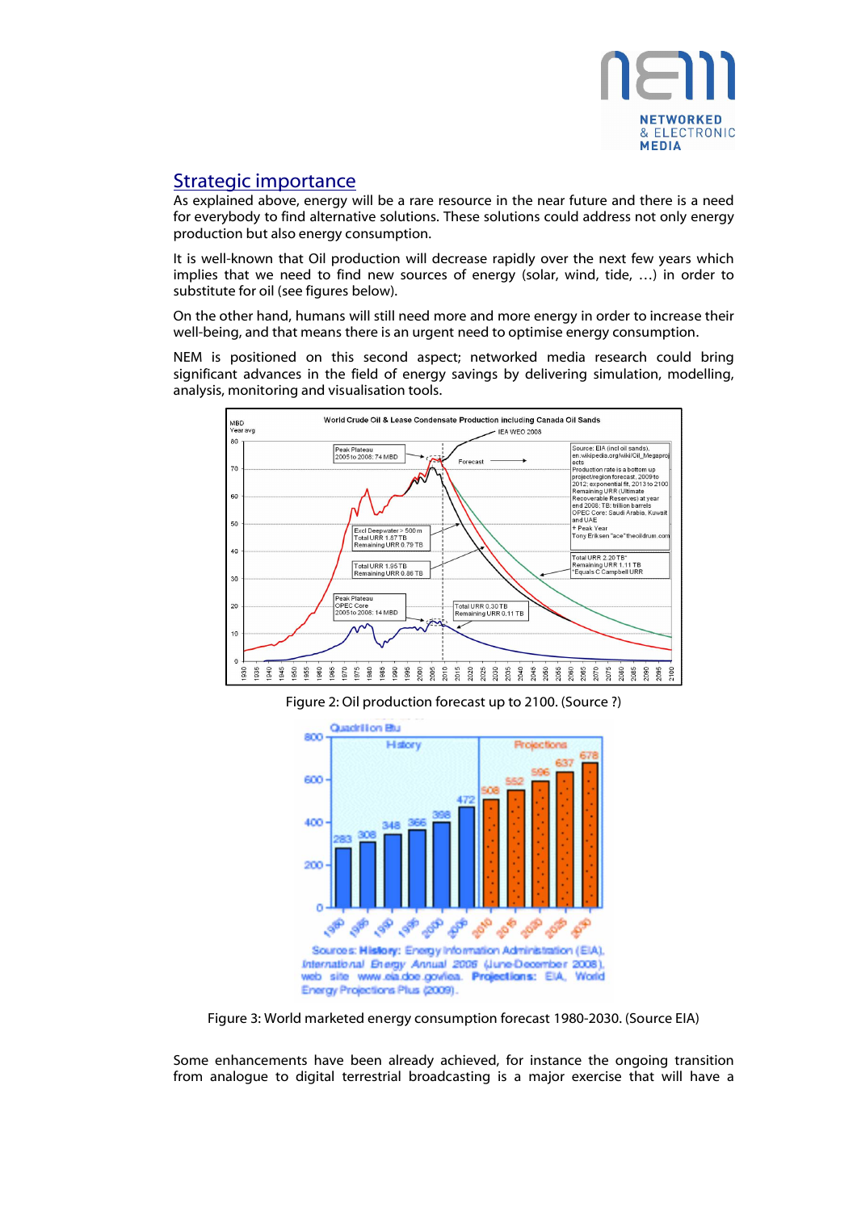## Strategic importance

As explained above, energy will be a rare resource in the near future and there is a need for everybody to find alternative solutions. These solutions could address not only energy production but also energy consumption.

It is well-known that Oil production will decrease rapidly over the next few years which implies that we need to find new sources of energy (solar, wind, tide, …) in order to substitute for oil (see figures below).

On the other hand, humans will still need more and more energy in order to increase their well-being, and that means there is an urgent need to optimise energy consumption.

NEM is positioned on this second aspect; networked media research could bring significant advances in the field of energy savings by delivering simulation, modelling, analysis, monitoring and visualisation tools.

Figure 2: Oil production forecast up to 2100. (Source ?)

Figure 3: World marketed energy consumption forecast 1980-2030. (Source EIA)

Some enhancements have been already achieved, for instance the ongoing transition from analogue to digital terrestrial broadcasting is a major exercise that will have a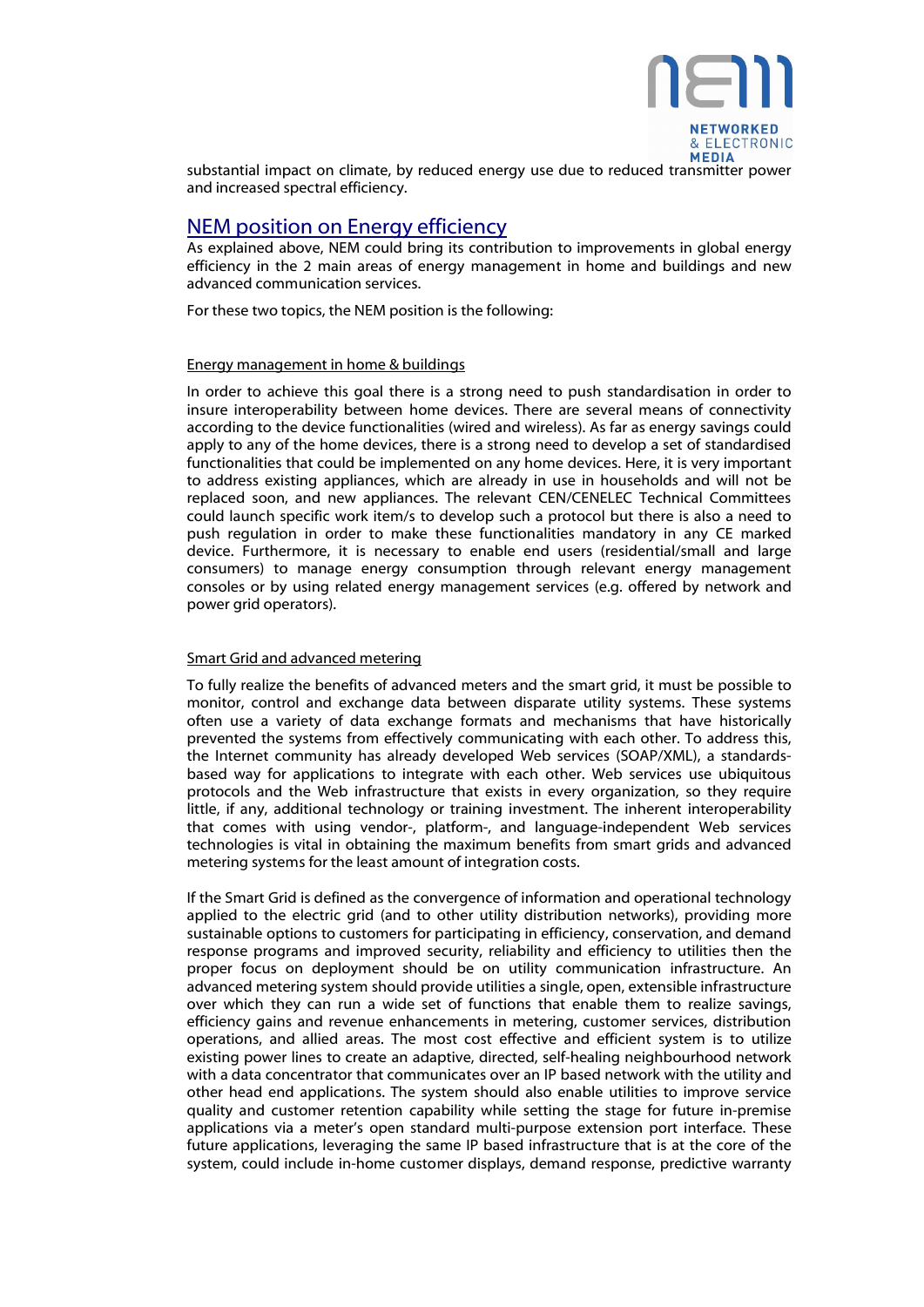substantial impact on climate, by reduced energy use due to reduced transmitter power and increased spectral efficiency.

## NEM position on Energy efficiency

As explained above, NEM could bring its contribution to improvements in global energy efficiency in the 2 main areas of energy management in home and buildings and new advanced communication services.

For these two topics, the NEM position is the following:

### Energy management in home & buildings

In order to achieve this goal there is a strong need to push standardisation in order to insure interoperability between home devices. There are several means of connectivity according to the device functionalities (wired and wireless). As far as energy savings could apply to any of the home devices, there is a strong need to develop a set of standardised functionalities that could be implemented on any home devices. Here, it is very important to address existing appliances, which are already in use in households and will not be replaced soon, and new appliances. The relevant CEN/CENELEC Technical Committees could launch specific work item/s to develop such a protocol but there is also a need to push regulation in order to make these functionalities mandatory in any CE marked device. Furthermore, it is necessary to enable end users (residential/small and large consumers) to manage energy consumption through relevant energy management consoles or by using related energy management services (e.g. offered by network and power grid operators).

### Smart Grid and advanced metering

To fully realize the benefits of advanced meters and the smart grid, it must be possible to monitor, control and exchange data between disparate utility systems. These systems often use a variety of data exchange formats and mechanisms that have historically prevented the systems from effectively communicating with each other. To address this, the Internet community has already developed Web services (SOAP/XML), a standards-based way for applications to integrate with each other. Web services use ubiquitous protocols and the Web infrastructure that exists in every organization, so they require little, if any, additional technology or training investment. The inherent interoperability that comes with using vendor-, platform-, and language-independent Web services technologies is vital in obtaining the maximum benefits from smart grids and advanced metering systems for the least amount of integration costs.

If the Smart Grid is defined as the convergence of information and operational technology applied to the electric grid (and to other utility distribution networks), providing more sustainable options to customers for participating in efficiency, conservation, and demand response programs and improved security, reliability and efficiency to utilities then the proper focus on deployment should be on utility communication infrastructure. An advanced metering system should provide utilities a single, open, extensible infrastructure over which they can run a wide set of functions that enable them to realize savings, efficiency gains and revenue enhancements in metering, customer services, distribution operations, and allied areas. The most cost effective and efficient system is to utilize existing power lines to create an adaptive, directed, self-healing neighbourhood network with a data concentrator that communicates over an IP based network with the utility and other head end applications. The system should also enable utilities to improve service quality and customer retention capability while setting the stage for future in-premise applications via a meter's open standard multi-purpose extension port interface. These future applications, leveraging the same IP based infrastructure that is at the core of the system, could include in-home customer displays, demand response, predictive warranty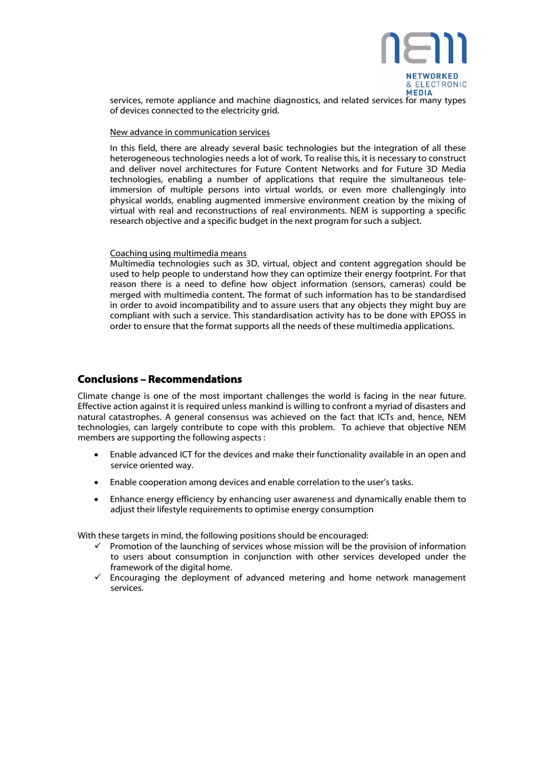services, remote appliance and machine diagnostics, and related services for many types of devices connected to the electricity grid.

New advance in communication services

In this field, there are already several basic technologies but the integration of all these heterogeneous technologies needs a lot of work. To realise this, it is necessary to construct and deliver novel architectures for Future Content Networks and for Future 3D Media technologies, enabling a number of applications that require the simultaneous tele-immersion of multiple persons into virtual worlds, or even more challengingly into physical worlds, enabling augmented immersive environment creation by the mixing of virtual with real and reconstructions of real environments. NEM is supporting a specific research objective and a specific budget in the next program for such a subject.

Coaching using multimedia means

Multimedia technologies such as 3D, virtual, object and content aggregation should be used to help people to understand how they can optimize their energy footprint. For that reason there is a need to define how object information (sensors, cameras) could be merged with multimedia content. The format of such information has to be standardised in order to avoid incompatibility and to assure users that any objects they might buy are compliant with such a service. This standardisation activity has to be done with EPOSS in order to ensure that the format supports all the needs of these multimedia applications.

## Conclusions – Recommendations

Climate change is one of the most important challenges the world is facing in the near future. Effective action against it is required unless mankind is willing to confront a myriad of disasters and natural catastrophes. A general consensus was achieved on the fact that ICTs and, hence, NEM technologies, can largely contribute to cope with this problem. To achieve that objective NEM members are supporting the following aspects :

- Enable advanced ICT for the devices and make their functionality available in an open and service oriented way.
- Enable cooperation among devices and enable correlation to the user's tasks.
- Enhance energy efficiency by enhancing user awareness and dynamically enable them to adjust their lifestyle requirements to optimise energy consumption

With these targets in mind, the following positions should be encouraged:

- ✓ Promotion of the launching of services whose mission will be the provision of information to users about consumption in conjunction with other services developed under the framework of the digital home.
- ✓ Encouraging the deployment of advanced metering and home network management services.